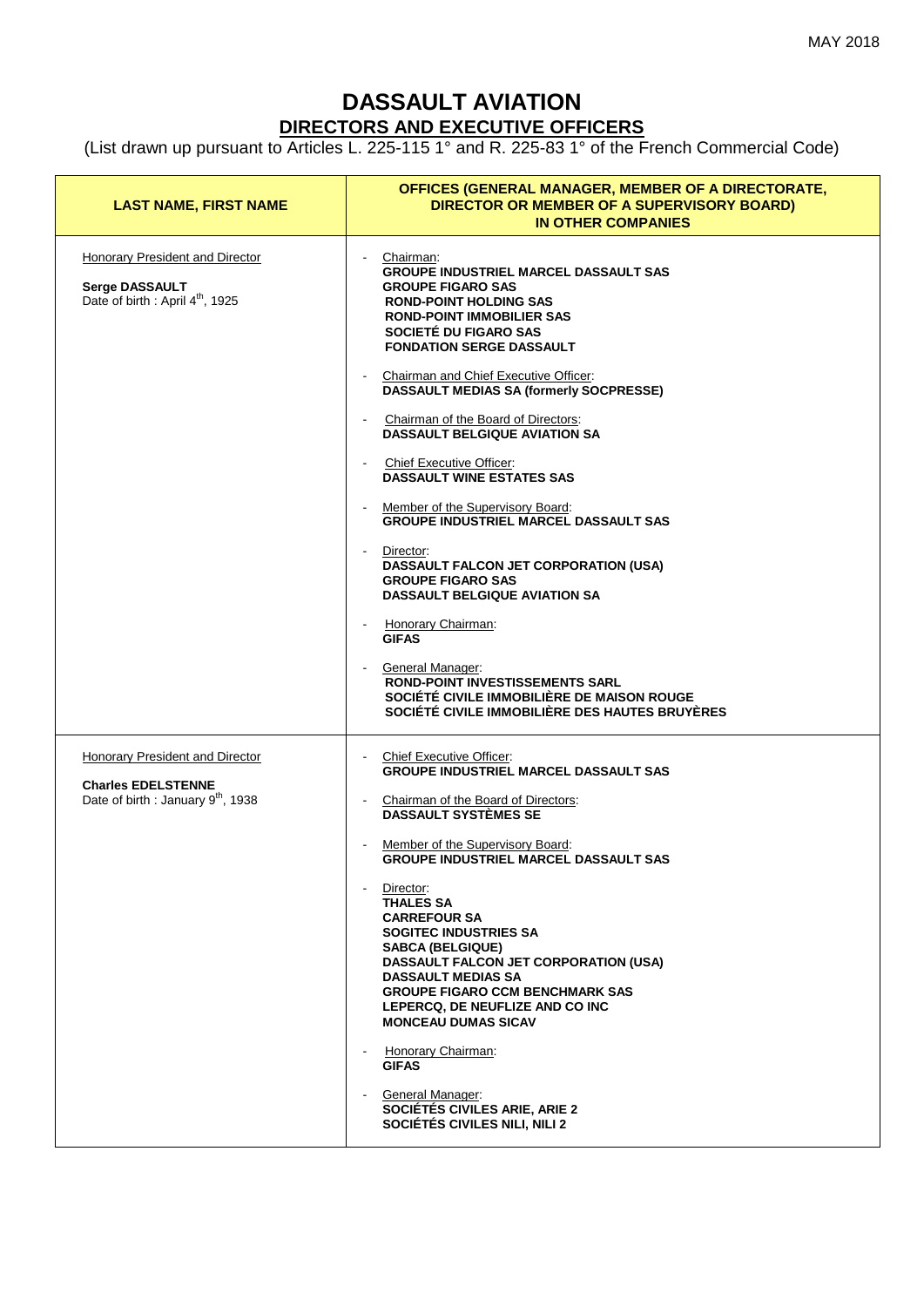MAY 2018

# DASSAULT AVIATION

## DIRECTORS AND EXECUTIVE OFFICERS

(List drawn up pursuant to Articles L. 225-115 1° and R. 225-83 1° of the French Commercial Code)

| LAST NAME, FIRST NAME | OFFICES (GENERAL MANAGER, MEMBER OF A DIRECTORATE, DIRECTOR OR MEMBER OF A SUPERVISORY BOARD) IN OTHER COMPANIES |
|---|---|
| Honorary President and Director<br><br>**Serge DASSAULT**<br>Date of birth : April 4th, 1925 | - Chairman:<br>**GROUPE INDUSTRIEL MARCEL DASSAULT SAS**<br>**GROUPE FIGARO SAS**<br>**ROND-POINT HOLDING SAS**<br>**ROND-POINT IMMOBILIER SAS**<br>**SOCIETÉ DU FIGARO SAS**<br>**FONDATION SERGE DASSAULT**<br><br>- Chairman and Chief Executive Officer:<br>**DASSAULT MEDIAS SA (formerly SOCPRESSE)**<br><br>- Chairman of the Board of Directors:<br>**DASSAULT BELGIQUE AVIATION SA**<br><br>- Chief Executive Officer:<br>**DASSAULT WINE ESTATES SAS**<br><br>- Member of the Supervisory Board:<br>**GROUPE INDUSTRIEL MARCEL DASSAULT SAS**<br><br>- Director:<br>**DASSAULT FALCON JET CORPORATION (USA)**<br>**GROUPE FIGARO SAS**<br>**DASSAULT BELGIQUE AVIATION SA**<br><br>- Honorary Chairman:<br>**GIFAS**<br><br>- General Manager:<br>**ROND-POINT INVESTISSEMENTS SARL**<br>**SOCIÉTÉ CIVILE IMMOBILIÈRE DE MAISON ROUGE**<br>**SOCIÉTÉ CIVILE IMMOBILIÈRE DES HAUTES BRUYÈRES** |
| Honorary President and Director<br><br>**Charles EDELSTENNE**<br>Date of birth : January 9th, 1938 | - Chief Executive Officer:<br>**GROUPE INDUSTRIEL MARCEL DASSAULT SAS**<br><br>- Chairman of the Board of Directors:<br>**DASSAULT SYSTÈMES SE**<br><br>- Member of the Supervisory Board:<br>**GROUPE INDUSTRIEL MARCEL DASSAULT SAS**<br><br>- Director:<br>**THALES SA**<br>**CARREFOUR SA**<br>**SOGITEC INDUSTRIES SA**<br>**SABCA (BELGIQUE)**<br>**DASSAULT FALCON JET CORPORATION (USA)**<br>**DASSAULT MEDIAS SA**<br>**GROUPE FIGARO CCM BENCHMARK SAS**<br>**LEPERCQ, DE NEUFLIZE AND CO INC**<br>**MONCEAU DUMAS SICAV**<br><br>- Honorary Chairman:<br>**GIFAS**<br><br>- General Manager:<br>**SOCIÉTÉS CIVILES ARIE, ARIE 2**<br>**SOCIÉTÉS CIVILES NILI, NILI 2** |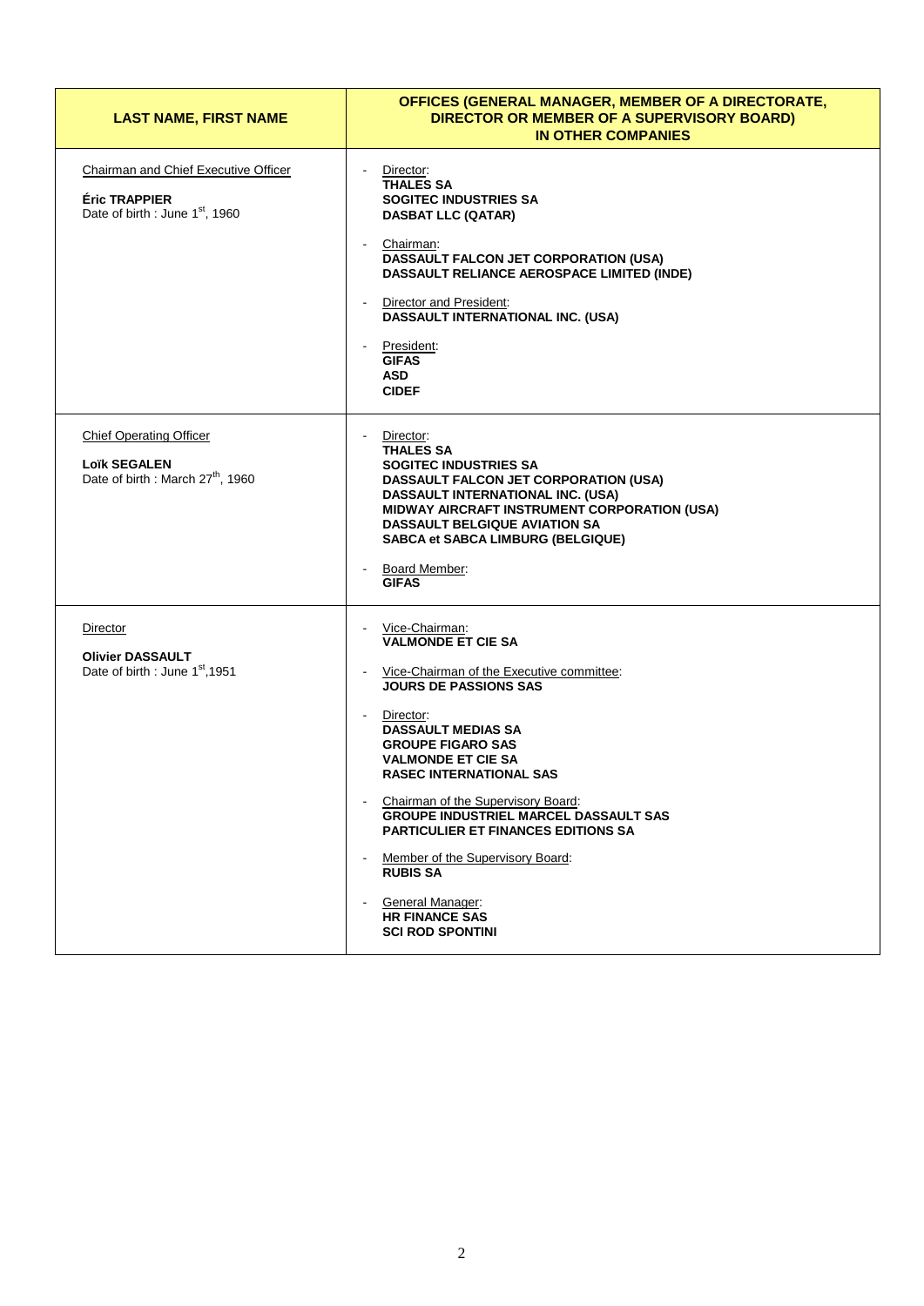| LAST NAME, FIRST NAME | OFFICES (GENERAL MANAGER, MEMBER OF A DIRECTORATE, DIRECTOR OR MEMBER OF A SUPERVISORY BOARD) IN OTHER COMPANIES |
|---|---|
| Chairman and Chief Executive Officer<br><br>**Éric TRAPPIER**<br>Date of birth : June 1st, 1960 | - Director:<br>**THALES SA**<br>**SOGITEC INDUSTRIES SA**<br>**DASBAT LLC (QATAR)**<br><br>- Chairman:<br>**DASSAULT FALCON JET CORPORATION (USA)**<br>**DASSAULT RELIANCE AEROSPACE LIMITED (INDE)**<br><br>- Director and President:<br>**DASSAULT INTERNATIONAL INC. (USA)**<br><br>- President:<br>**GIFAS**<br>**ASD**<br>**CIDEF** |
| Chief Operating Officer<br><br>**Loïk SEGALEN**<br>Date of birth : March 27th, 1960 | - Director:<br>**THALES SA**<br>**SOGITEC INDUSTRIES SA**<br>**DASSAULT FALCON JET CORPORATION (USA)**<br>**DASSAULT INTERNATIONAL INC. (USA)**<br>**MIDWAY AIRCRAFT INSTRUMENT CORPORATION (USA)**<br>**DASSAULT BELGIQUE AVIATION SA**<br>**SABCA et SABCA LIMBURG (BELGIQUE)**<br><br>- Board Member:<br>**GIFAS** |
| Director<br><br>**Olivier DASSAULT**<br>Date of birth : June 1st,1951 | - Vice-Chairman:<br>**VALMONDE ET CIE SA**<br><br>- Vice-Chairman of the Executive committee:<br>**JOURS DE PASSIONS SAS**<br><br>- Director:<br>**DASSAULT MEDIAS SA**<br>**GROUPE FIGARO SAS**<br>**VALMONDE ET CIE SA**<br>**RASEC INTERNATIONAL SAS**<br><br>- Chairman of the Supervisory Board:<br>**GROUPE INDUSTRIEL MARCEL DASSAULT SAS**<br>**PARTICULIER ET FINANCES EDITIONS SA**<br><br>- Member of the Supervisory Board:<br>**RUBIS SA**<br><br>- General Manager:<br>**HR FINANCE SAS**<br>**SCI ROD SPONTINI** |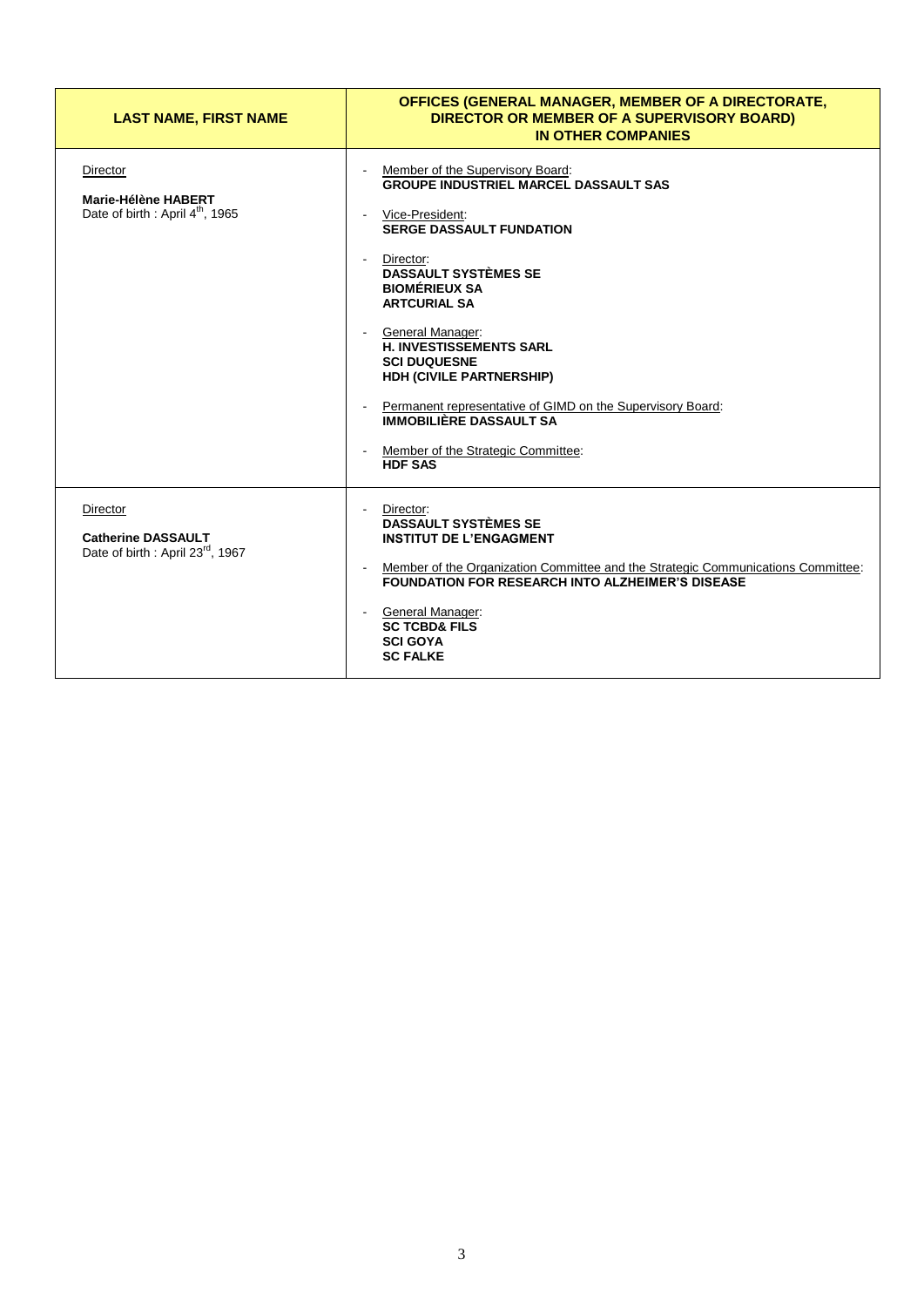| LAST NAME, FIRST NAME | OFFICES (GENERAL MANAGER, MEMBER OF A DIRECTORATE, DIRECTOR OR MEMBER OF A SUPERVISORY BOARD) IN OTHER COMPANIES |
|---|---|
| Director<br><br>**Marie-Hélène HABERT**<br>Date of birth : April 4th, 1965 | - Member of the Supervisory Board:<br>**GROUPE INDUSTRIEL MARCEL DASSAULT SAS**<br><br>- Vice-President:<br>**SERGE DASSAULT FUNDATION**<br><br>- Director:<br>**DASSAULT SYSTÈMES SE**<br>**BIOMÉRIEUX SA**<br>**ARTCURIAL SA**<br><br>- General Manager:<br>**H. INVESTISSEMENTS SARL**<br>**SCI DUQUESNE**<br>**HDH (CIVILE PARTNERSHIP)**<br><br>- Permanent representative of GIMD on the Supervisory Board:<br>**IMMOBILIÈRE DASSAULT SA**<br><br>- Member of the Strategic Committee:<br>**HDF SAS** |
| Director<br><br>**Catherine DASSAULT**<br>Date of birth : April 23rd, 1967 | - Director:<br>**DASSAULT SYSTÈMES SE**<br>**INSTITUT DE L'ENGAGMENT**<br><br>- Member of the Organization Committee and the Strategic Communications Committee:<br>**FOUNDATION FOR RESEARCH INTO ALZHEIMER'S DISEASE**<br><br>- General Manager:<br>**SC TCBD& FILS**<br>**SCI GOYA**<br>**SC FALKE** |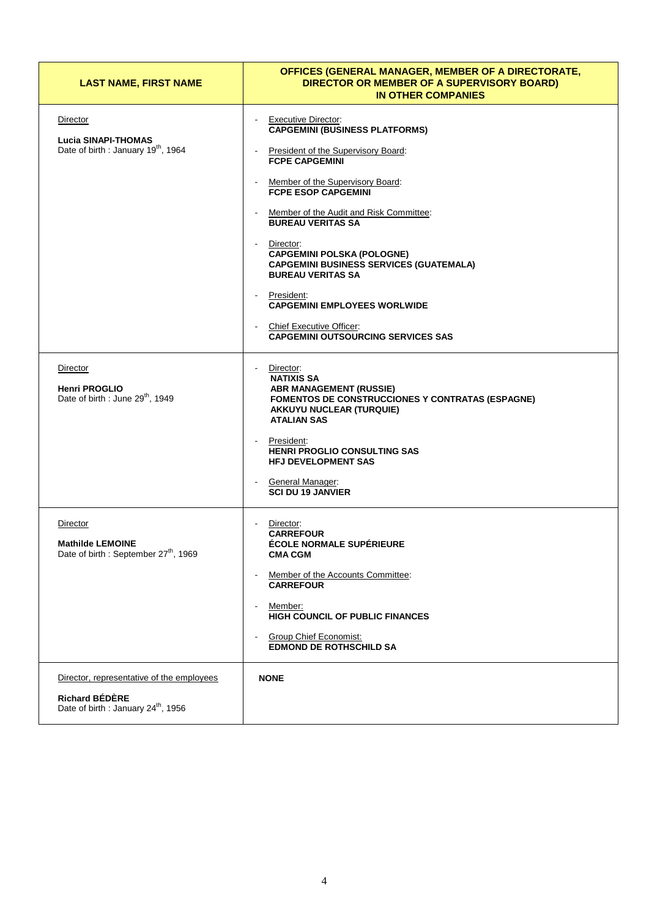| LAST NAME, FIRST NAME | OFFICES (GENERAL MANAGER, MEMBER OF A DIRECTORATE, DIRECTOR OR MEMBER OF A SUPERVISORY BOARD) IN OTHER COMPANIES |
|---|---|
| Director<br><br>**Lucia SINAPI-THOMAS**<br>Date of birth : January 19th, 1964 | - Executive Director:<br>**CAPGEMINI (BUSINESS PLATFORMS)**<br><br>- President of the Supervisory Board:<br>**FCPE CAPGEMINI**<br><br>- Member of the Supervisory Board:<br>**FCPE ESOP CAPGEMINI**<br><br>- Member of the Audit and Risk Committee:<br>**BUREAU VERITAS SA**<br><br>- Director:<br>**CAPGEMINI POLSKA (POLOGNE)**<br>**CAPGEMINI BUSINESS SERVICES (GUATEMALA)**<br>**BUREAU VERITAS SA**<br><br>- President:<br>**CAPGEMINI EMPLOYEES WORLWIDE**<br><br>- Chief Executive Officer:<br>**CAPGEMINI OUTSOURCING SERVICES SAS** |
| Director<br><br>**Henri PROGLIO**<br>Date of birth : June 29th, 1949 | - Director:<br>**NATIXIS SA**<br>**ABR MANAGEMENT (RUSSIE)**<br>**FOMENTOS DE CONSTRUCCIONES Y CONTRATAS (ESPAGNE)**<br>**AKKUYU NUCLEAR (TURQUIE)**<br>**ATALIAN SAS**<br><br>- President:<br>**HENRI PROGLIO CONSULTING SAS**<br>**HFJ DEVELOPMENT SAS**<br><br>- General Manager:<br>**SCI DU 19 JANVIER** |
| Director<br><br>**Mathilde LEMOINE**<br>Date of birth : September 27th, 1969 | - Director:<br>**CARREFOUR**<br>**ÉCOLE NORMALE SUPÉRIEURE**<br>**CMA CGM**<br><br>- Member of the Accounts Committee:<br>**CARREFOUR**<br><br>- Member:<br>**HIGH COUNCIL OF PUBLIC FINANCES**<br><br>- Group Chief Economist:<br>**EDMOND DE ROTHSCHILD SA** |
| Director, representative of the employees<br><br>**Richard BÉDÈRE**<br>Date of birth : January 24th, 1956 | **NONE** |